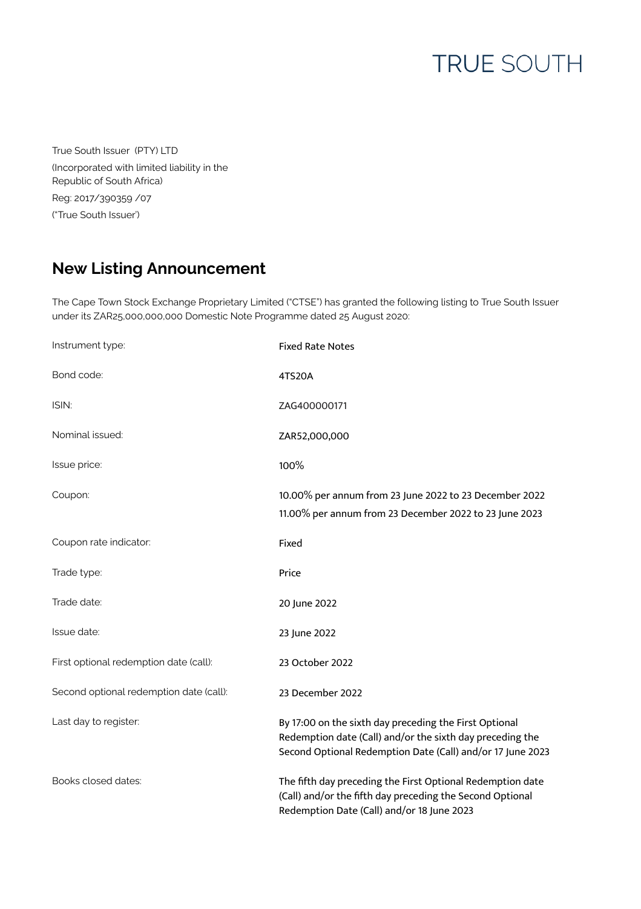TRUE SOUTH

True South Issuer (PTY) LTD
(Incorporated with limited liability in the Republic of South Africa)
Reg: 2017/390359 /07
("True South Issuer")

## New Listing Announcement

The Cape Town Stock Exchange Proprietary Limited ("CTSE") has granted the following listing to True South Issuer under its ZAR25,000,000,000 Domestic Note Programme dated 25 August 2020:

| | |
|---|---|
| Instrument type: | Fixed Rate Notes |
| Bond code: | 4TS20A |
| ISIN: | ZAG400000171 |
| Nominal issued: | ZAR52,000,000 |
| Issue price: | 100% |
| Coupon: | 10.00% per annum from 23 June 2022 to 23 December 2022<br>11.00% per annum from 23 December 2022 to 23 June 2023 |
| Coupon rate indicator: | Fixed |
| Trade type: | Price |
| Trade date: | 20 June 2022 |
| Issue date: | 23 June 2022 |
| First optional redemption date (call): | 23 October 2022 |
| Second optional redemption date (call): | 23 December 2022 |
| Last day to register: | By 17:00 on the sixth day preceding the First Optional Redemption date (Call) and/or the sixth day preceding the Second Optional Redemption Date (Call) and/or 17 June 2023 |
| Books closed dates: | The fifth day preceding the First Optional Redemption date (Call) and/or the fifth day preceding the Second Optional Redemption Date (Call) and/or 18 June 2023 |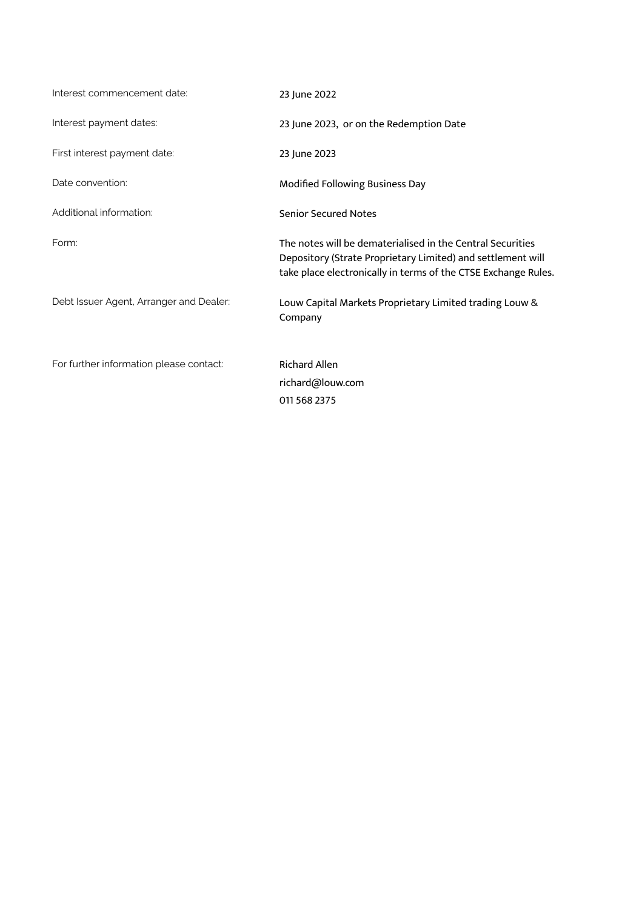| | |
|---|---|
| Interest commencement date: | 23 June 2022 |
| Interest payment dates: | 23 June 2023, or on the Redemption Date |
| First interest payment date: | 23 June 2023 |
| Date convention: | Modified Following Business Day |
| Additional information: | Senior Secured Notes |
| Form: | The notes will be dematerialised in the Central Securities Depository (Strate Proprietary Limited) and settlement will take place electronically in terms of the CTSE Exchange Rules. |
| Debt Issuer Agent, Arranger and Dealer: | Louw Capital Markets Proprietary Limited trading Louw & Company |
| For further information please contact: | Richard Allen<br>richard@louw.com<br>011 568 2375 |